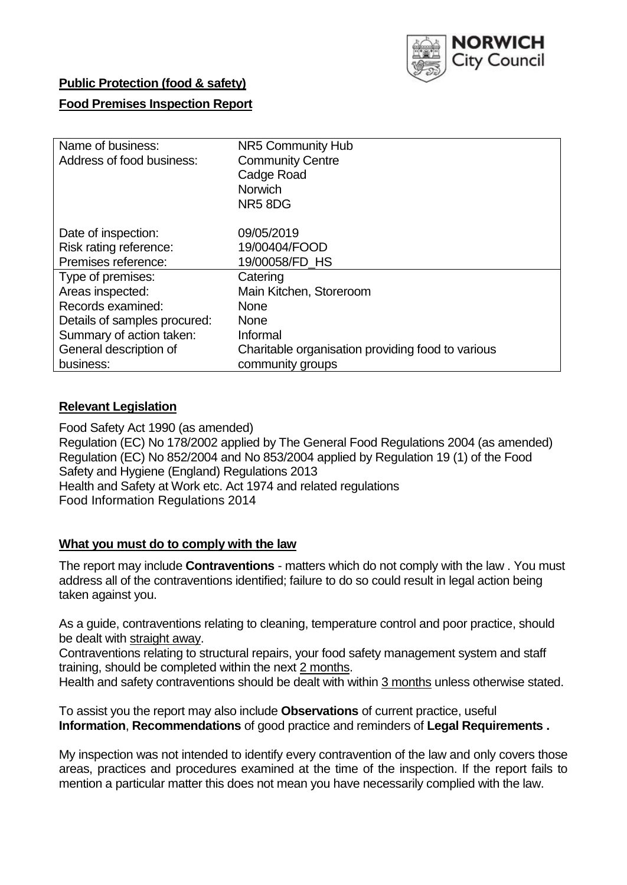**NORWICH City Council**

**Public Protection (food & safety)**

**Food Premises Inspection Report**

| | |
|---|---|
| Name of business: | NR5 Community Hub |
| Address of food business: | Community Centre<br>Cadge Road<br>Norwich<br>NR5 8DG |
| Date of inspection: | 09/05/2019 |
| Risk rating reference: | 19/00404/FOOD |
| Premises reference: | 19/00058/FD_HS |
| Type of premises: | Catering |
| Areas inspected: | Main Kitchen, Storeroom |
| Records examined: | None |
| Details of samples procured: | None |
| Summary of action taken: | Informal |
| General description of business: | Charitable organisation providing food to various community groups |

## Relevant Legislation

Food Safety Act 1990 (as amended)
Regulation (EC) No 178/2002 applied by The General Food Regulations 2004 (as amended)
Regulation (EC) No 852/2004 and No 853/2004 applied by Regulation 19 (1) of the Food Safety and Hygiene (England) Regulations 2013
Health and Safety at Work etc. Act 1974 and related regulations
Food Information Regulations 2014

## What you must do to comply with the law

The report may include **Contraventions** - matters which do not comply with the law . You must address all of the contraventions identified; failure to do so could result in legal action being taken against you.

As a guide, contraventions relating to cleaning, temperature control and poor practice, should be dealt with straight away.

Contraventions relating to structural repairs, your food safety management system and staff training, should be completed within the next 2 months.

Health and safety contraventions should be dealt with within 3 months unless otherwise stated.

To assist you the report may also include **Observations** of current practice, useful **Information**, **Recommendations** of good practice and reminders of **Legal Requirements .**

My inspection was not intended to identify every contravention of the law and only covers those areas, practices and procedures examined at the time of the inspection. If the report fails to mention a particular matter this does not mean you have necessarily complied with the law.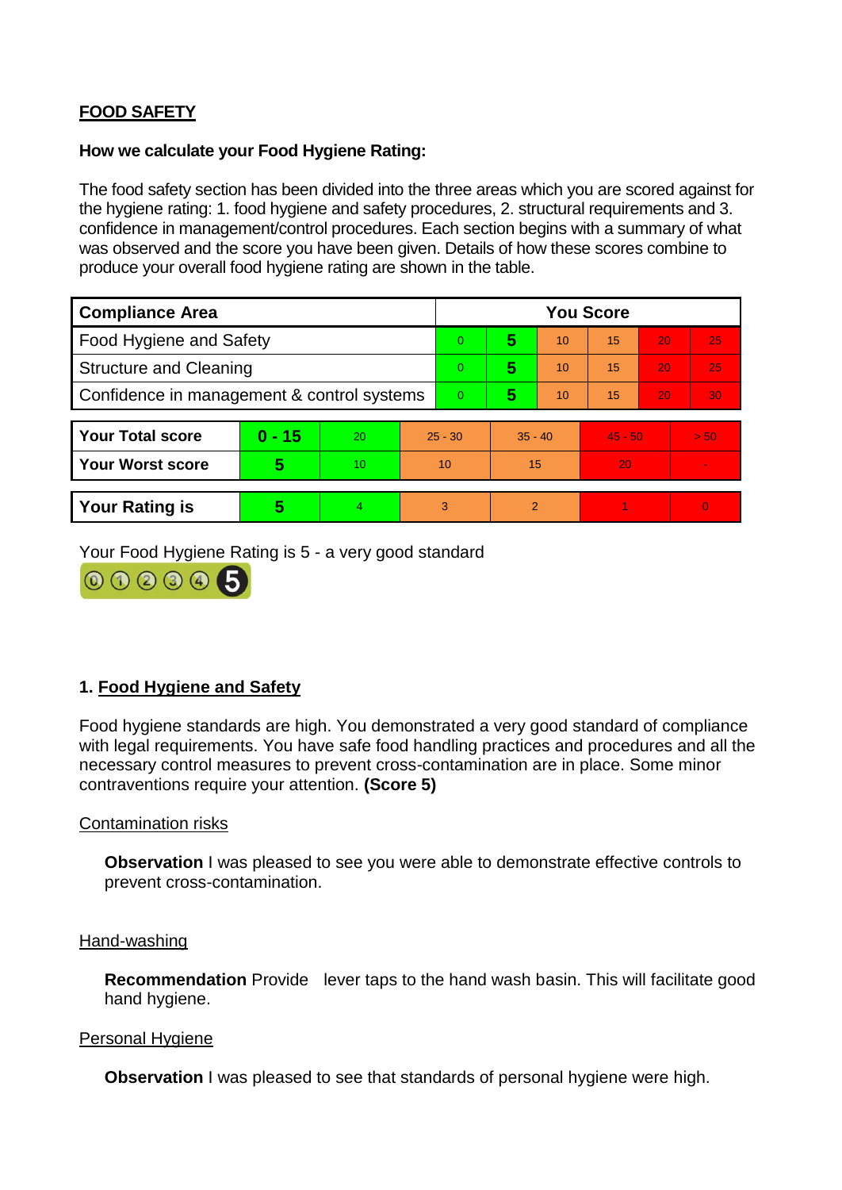## FOOD SAFETY

**How we calculate your Food Hygiene Rating:**

The food safety section has been divided into the three areas which you are scored against for the hygiene rating: 1. food hygiene and safety procedures, 2. structural requirements and 3. confidence in management/control procedures. Each section begins with a summary of what was observed and the score you have been given. Details of how these scores combine to produce your overall food hygiene rating are shown in the table.

| Compliance Area | You Score | | | | | |
|---|---|---|---|---|---|---|
| Food Hygiene and Safety | 0 | **5** | 10 | 15 | 20 | 25 |
| Structure and Cleaning | 0 | **5** | 10 | 15 | 20 | 25 |
| Confidence in management & control systems | 0 | **5** | 10 | 15 | 20 | 30 |

| | | | | | | |
|---|---|---|---|---|---|---|
| **Your Total score** | **0 - 15** | 20 | 25 - 30 | 35 - 40 | 45 - 50 | > 50 |
| **Your Worst score** | **5** | 10 | 10 | 15 | 20 | - |

| | | | | | | |
|---|---|---|---|---|---|---|
| **Your Rating is** | **5** | 4 | 3 | 2 | 1 | 0 |

Your Food Hygiene Rating is 5 - a very good standard

### 1. Food Hygiene and Safety

Food hygiene standards are high. You demonstrated a very good standard of compliance with legal requirements. You have safe food handling practices and procedures and all the necessary control measures to prevent cross-contamination are in place. Some minor contraventions require your attention. **(Score 5)**

Contamination risks

**Observation** I was pleased to see you were able to demonstrate effective controls to prevent cross-contamination.

Hand-washing

**Recommendation** Provide lever taps to the hand wash basin. This will facilitate good hand hygiene.

Personal Hygiene

**Observation** I was pleased to see that standards of personal hygiene were high.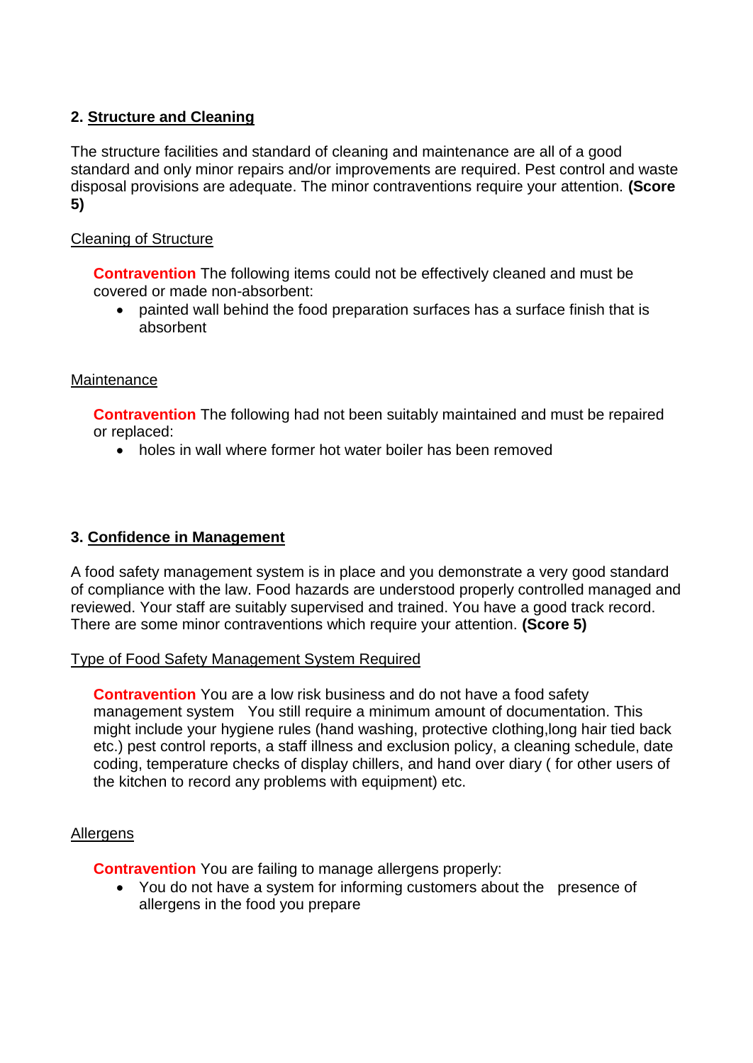## 2. Structure and Cleaning

The structure facilities and standard of cleaning and maintenance are all of a good standard and only minor repairs and/or improvements are required. Pest control and waste disposal provisions are adequate. The minor contraventions require your attention. **(Score 5)**

Cleaning of Structure

**Contravention** The following items could not be effectively cleaned and must be covered or made non-absorbent:

- painted wall behind the food preparation surfaces has a surface finish that is absorbent

Maintenance

**Contravention** The following had not been suitably maintained and must be repaired or replaced:

- holes in wall where former hot water boiler has been removed

## 3. Confidence in Management

A food safety management system is in place and you demonstrate a very good standard of compliance with the law. Food hazards are understood properly controlled managed and reviewed. Your staff are suitably supervised and trained. You have a good track record. There are some minor contraventions which require your attention. **(Score 5)**

Type of Food Safety Management System Required

**Contravention** You are a low risk business and do not have a food safety management system   You still require a minimum amount of documentation. This might include your hygiene rules (hand washing, protective clothing,long hair tied back etc.) pest control reports, a staff illness and exclusion policy, a cleaning schedule, date coding, temperature checks of display chillers, and hand over diary ( for other users of the kitchen to record any problems with equipment) etc.

Allergens

**Contravention** You are failing to manage allergens properly:

- You do not have a system for informing customers about the   presence of allergens in the food you prepare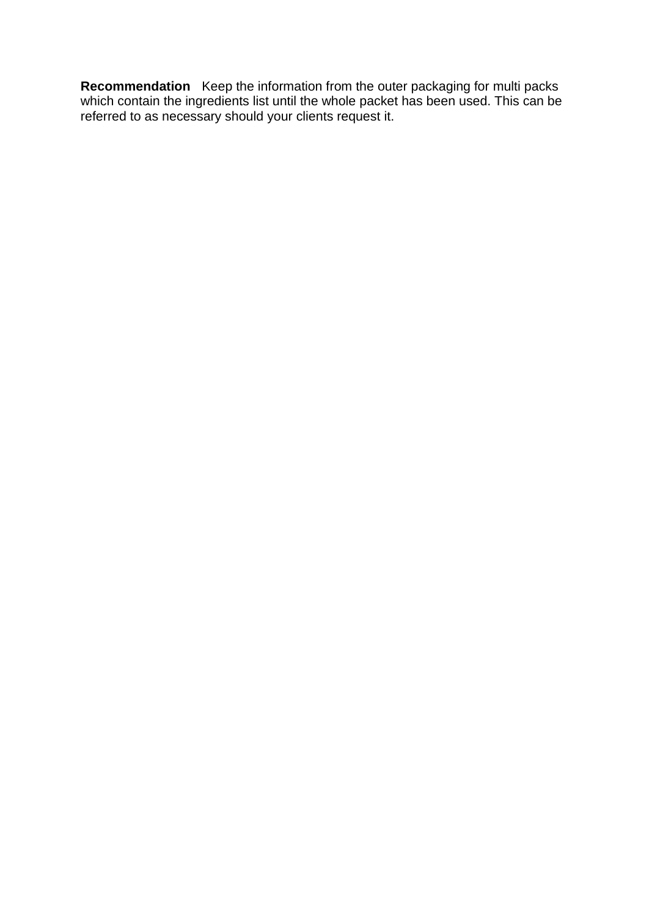**Recommendation** Keep the information from the outer packaging for multi packs which contain the ingredients list until the whole packet has been used. This can be referred to as necessary should your clients request it.